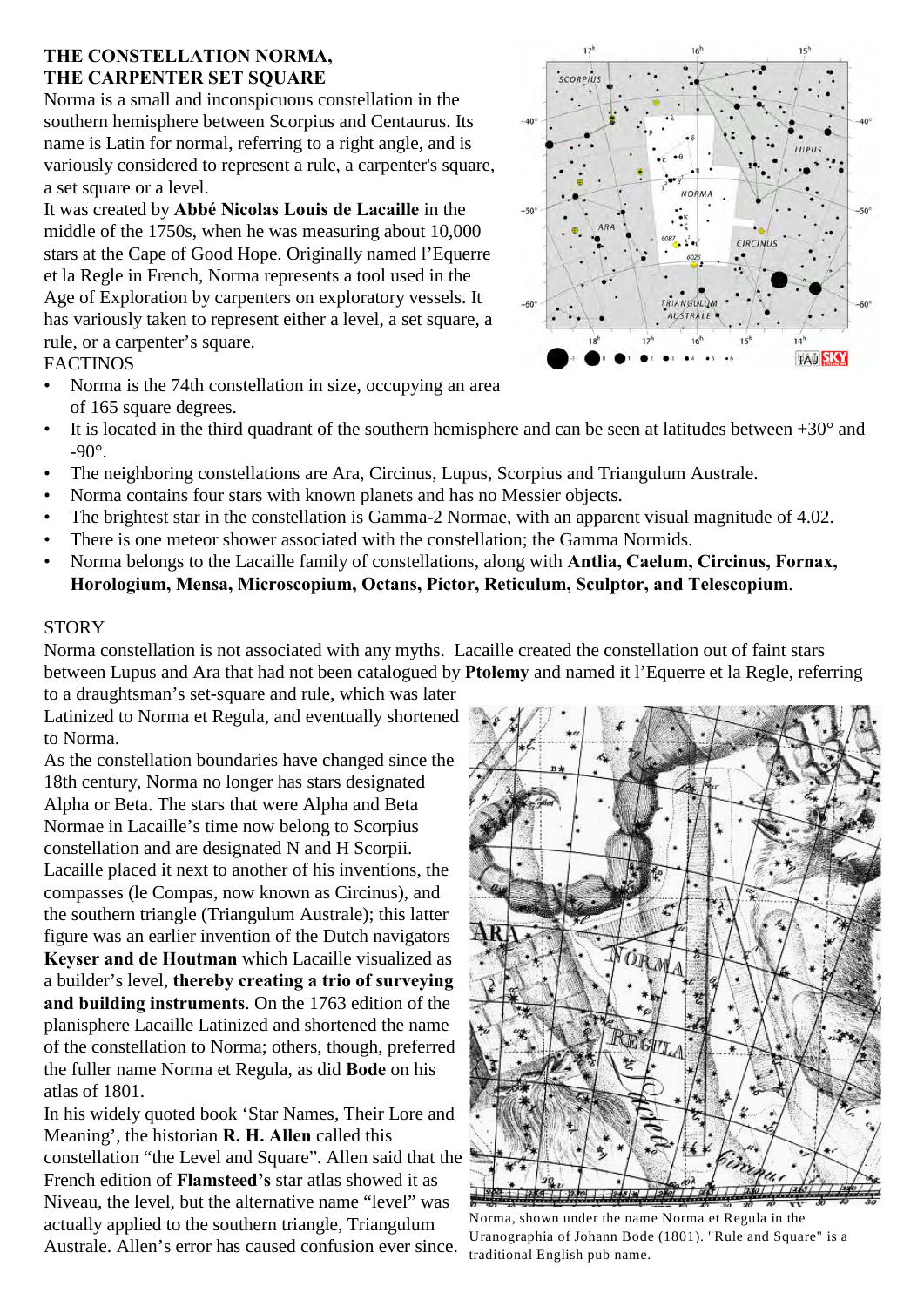## THE CONSTELLATION NORMA, THE CARPENTER SET SQUARE

Norma is a small and inconspicuous constellation in the southern hemisphere between Scorpius and Centaurus. Its name is Latin for normal, referring to a right angle, and is variously considered to represent a rule, a carpenter's square, a set square or a level.

It was created by **Abbé Nicolas Louis de Lacaille** in the middle of the 1750s, when he was measuring about 10,000 stars at the Cape of Good Hope. Originally named l'Equerre et la Regle in French, Norma represents a tool used in the Age of Exploration by carpenters on exploratory vessels. It has variously taken to represent either a level, a set square, a rule, or a carpenter's square.

FACTINOS

- Norma is the 74th constellation in size, occupying an area of 165 square degrees.
- It is located in the third quadrant of the southern hemisphere and can be seen at latitudes between +30° and -90°.
- The neighboring constellations are Ara, Circinus, Lupus, Scorpius and Triangulum Australe.
- Norma contains four stars with known planets and has no Messier objects.
- The brightest star in the constellation is Gamma-2 Normae, with an apparent visual magnitude of 4.02.
- There is one meteor shower associated with the constellation; the Gamma Normids.
- Norma belongs to the Lacaille family of constellations, along with **Antlia, Caelum, Circinus, Fornax, Horologium, Mensa, Microscopium, Octans, Pictor, Reticulum, Sculptor, and Telescopium**.

STORY

Norma constellation is not associated with any myths. Lacaille created the constellation out of faint stars between Lupus and Ara that had not been catalogued by **Ptolemy** and named it l'Equerre et la Regle, referring to a draughtsman's set-square and rule, which was later Latinized to Norma et Regula, and eventually shortened to Norma.

As the constellation boundaries have changed since the 18th century, Norma no longer has stars designated Alpha or Beta. The stars that were Alpha and Beta Normae in Lacaille's time now belong to Scorpius constellation and are designated N and H Scorpii. Lacaille placed it next to another of his inventions, the compasses (le Compas, now known as Circinus), and the southern triangle (Triangulum Australe); this latter figure was an earlier invention of the Dutch navigators **Keyser and de Houtman** which Lacaille visualized as a builder's level, **thereby creating a trio of surveying and building instruments**. On the 1763 edition of the planisphere Lacaille Latinized and shortened the name of the constellation to Norma; others, though, preferred the fuller name Norma et Regula, as did **Bode** on his atlas of 1801.

In his widely quoted book 'Star Names, Their Lore and Meaning', the historian **R. H. Allen** called this constellation "the Level and Square". Allen said that the French edition of **Flamsteed's** star atlas showed it as Niveau, the level, but the alternative name "level" was actually applied to the southern triangle, Triangulum Australe. Allen's error has caused confusion ever since.

Norma, shown under the name Norma et Regula in the Uranographia of Johann Bode (1801). "Rule and Square" is a traditional English pub name.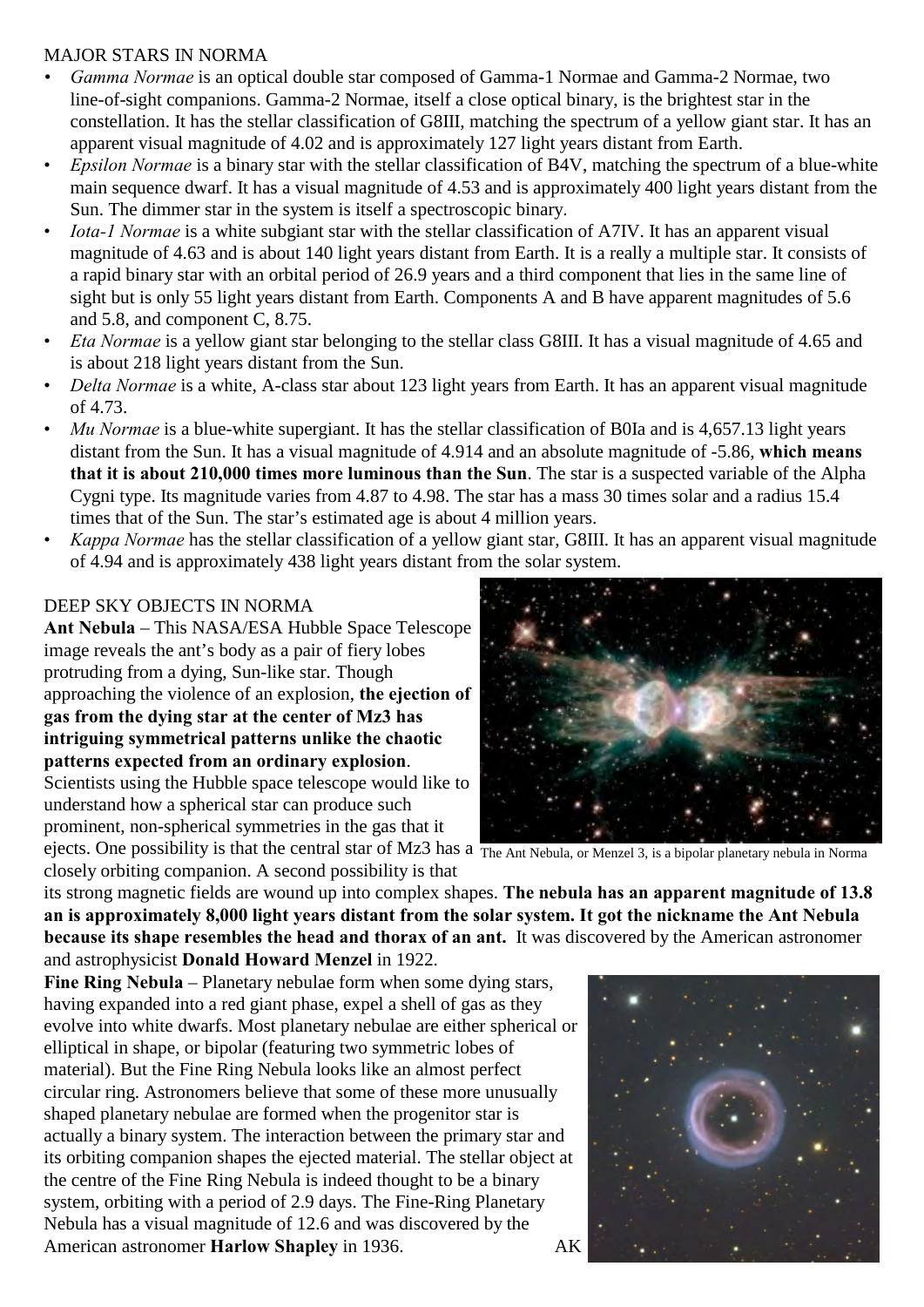MAJOR STARS IN NORMA

- *Gamma Normae* is an optical double star composed of Gamma-1 Normae and Gamma-2 Normae, two line-of-sight companions. Gamma-2 Normae, itself a close optical binary, is the brightest star in the constellation. It has the stellar classification of G8III, matching the spectrum of a yellow giant star. It has an apparent visual magnitude of 4.02 and is approximately 127 light years distant from Earth.
- *Epsilon Normae* is a binary star with the stellar classification of B4V, matching the spectrum of a blue-white main sequence dwarf. It has a visual magnitude of 4.53 and is approximately 400 light years distant from the Sun. The dimmer star in the system is itself a spectroscopic binary.
- *Iota-1 Normae* is a white subgiant star with the stellar classification of A7IV. It has an apparent visual magnitude of 4.63 and is about 140 light years distant from Earth. It is a really a multiple star. It consists of a rapid binary star with an orbital period of 26.9 years and a third component that lies in the same line of sight but is only 55 light years distant from Earth. Components A and B have apparent magnitudes of 5.6 and 5.8, and component C, 8.75.
- *Eta Normae* is a yellow giant star belonging to the stellar class G8III. It has a visual magnitude of 4.65 and is about 218 light years distant from the Sun.
- *Delta Normae* is a white, A-class star about 123 light years from Earth. It has an apparent visual magnitude of 4.73.
- *Mu Normae* is a blue-white supergiant. It has the stellar classification of B0Ia and is 4,657.13 light years distant from the Sun. It has a visual magnitude of 4.914 and an absolute magnitude of -5.86, **which means that it is about 210,000 times more luminous than the Sun**. The star is a suspected variable of the Alpha Cygni type. Its magnitude varies from 4.87 to 4.98. The star has a mass 30 times solar and a radius 15.4 times that of the Sun. The star's estimated age is about 4 million years.
- *Kappa Normae* has the stellar classification of a yellow giant star, G8III. It has an apparent visual magnitude of 4.94 and is approximately 438 light years distant from the solar system.

DEEP SKY OBJECTS IN NORMA

**Ant Nebula** – This NASA/ESA Hubble Space Telescope image reveals the ant's body as a pair of fiery lobes protruding from a dying, Sun-like star. Though approaching the violence of an explosion, **the ejection of gas from the dying star at the center of Mz3 has intriguing symmetrical patterns unlike the chaotic patterns expected from an ordinary explosion**. Scientists using the Hubble space telescope would like to understand how a spherical star can produce such prominent, non-spherical symmetries in the gas that it ejects. One possibility is that the central star of Mz3 has a closely orbiting companion. A second possibility is that its strong magnetic fields are wound up into complex shapes. **The nebula has an apparent magnitude of 13.8 an is approximately 8,000 light years distant from the solar system. It got the nickname the Ant Nebula because its shape resembles the head and thorax of an ant.** It was discovered by the American astronomer and astrophysicist **Donald Howard Menzel** in 1922.

The Ant Nebula, or Menzel 3, is a bipolar planetary nebula in Norma

**Fine Ring Nebula** – Planetary nebulae form when some dying stars, having expanded into a red giant phase, expel a shell of gas as they evolve into white dwarfs. Most planetary nebulae are either spherical or elliptical in shape, or bipolar (featuring two symmetric lobes of material). But the Fine Ring Nebula looks like an almost perfect circular ring. Astronomers believe that some of these more unusually shaped planetary nebulae are formed when the progenitor star is actually a binary system. The interaction between the primary star and its orbiting companion shapes the ejected material. The stellar object at the centre of the Fine Ring Nebula is indeed thought to be a binary system, orbiting with a period of 2.9 days. The Fine-Ring Planetary Nebula has a visual magnitude of 12.6 and was discovered by the American astronomer **Harlow Shapley** in 1936. AK